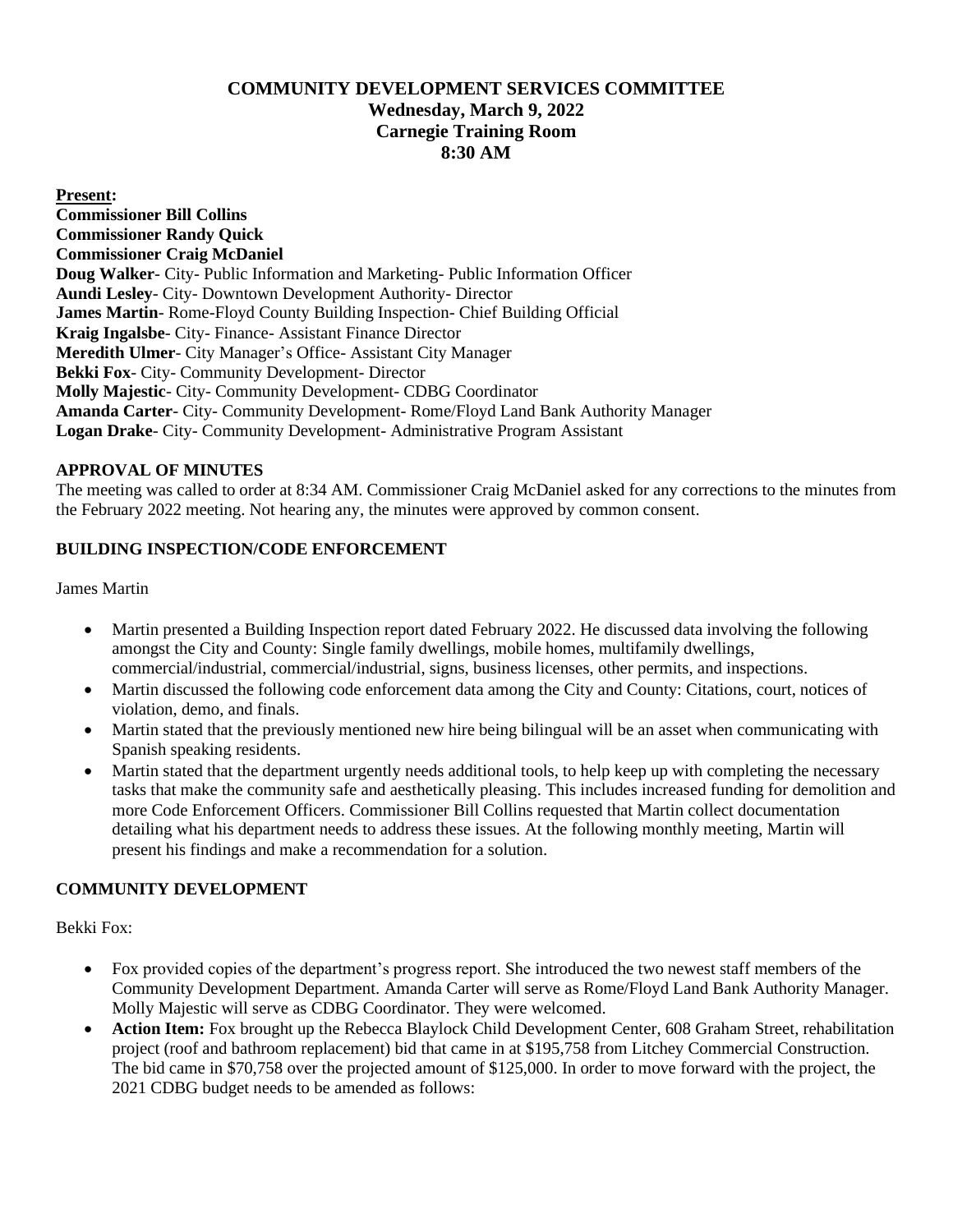# COMMUNITY DEVELOPMENT SERVICES COMMITTEE
## Wednesday, March 9, 2022
## Carnegie Training Room
## 8:30 AM

**Present:**
**Commissioner Bill Collins**
**Commissioner Randy Quick**
**Commissioner Craig McDaniel**
**Doug Walker**- City- Public Information and Marketing- Public Information Officer
**Aundi Lesley**- City- Downtown Development Authority- Director
**James Martin**- Rome-Floyd County Building Inspection- Chief Building Official
**Kraig Ingalsbe**- City- Finance- Assistant Finance Director
**Meredith Ulmer**- City Manager's Office- Assistant City Manager
**Bekki Fox**- City- Community Development- Director
**Molly Majestic**- City- Community Development- CDBG Coordinator
**Amanda Carter**- City- Community Development- Rome/Floyd Land Bank Authority Manager
**Logan Drake**- City- Community Development- Administrative Program Assistant

### APPROVAL OF MINUTES

The meeting was called to order at 8:34 AM. Commissioner Craig McDaniel asked for any corrections to the minutes from the February 2022 meeting. Not hearing any, the minutes were approved by common consent.

### BUILDING INSPECTION/CODE ENFORCEMENT

James Martin

- Martin presented a Building Inspection report dated February 2022. He discussed data involving the following amongst the City and County: Single family dwellings, mobile homes, multifamily dwellings, commercial/industrial, commercial/industrial, signs, business licenses, other permits, and inspections.
- Martin discussed the following code enforcement data among the City and County: Citations, court, notices of violation, demo, and finals.
- Martin stated that the previously mentioned new hire being bilingual will be an asset when communicating with Spanish speaking residents.
- Martin stated that the department urgently needs additional tools, to help keep up with completing the necessary tasks that make the community safe and aesthetically pleasing. This includes increased funding for demolition and more Code Enforcement Officers. Commissioner Bill Collins requested that Martin collect documentation detailing what his department needs to address these issues. At the following monthly meeting, Martin will present his findings and make a recommendation for a solution.

### COMMUNITY DEVELOPMENT

Bekki Fox:

- Fox provided copies of the department's progress report. She introduced the two newest staff members of the Community Development Department. Amanda Carter will serve as Rome/Floyd Land Bank Authority Manager. Molly Majestic will serve as CDBG Coordinator. They were welcomed.
- **Action Item:** Fox brought up the Rebecca Blaylock Child Development Center, 608 Graham Street, rehabilitation project (roof and bathroom replacement) bid that came in at $195,758 from Litchey Commercial Construction. The bid came in $70,758 over the projected amount of $125,000. In order to move forward with the project, the 2021 CDBG budget needs to be amended as follows: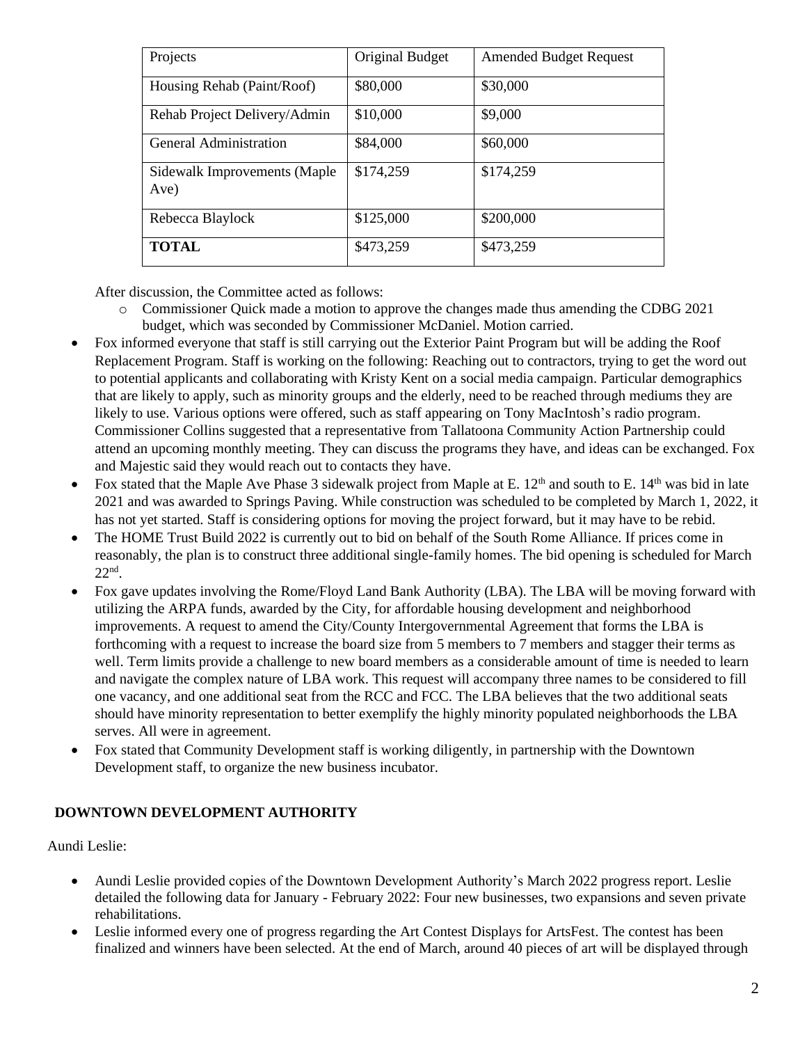| Projects | Original Budget | Amended Budget Request |
| --- | --- | --- |
| Housing Rehab (Paint/Roof) | $80,000 | $30,000 |
| Rehab Project Delivery/Admin | $10,000 | $9,000 |
| General Administration | $84,000 | $60,000 |
| Sidewalk Improvements (Maple Ave) | $174,259 | $174,259 |
| Rebecca Blaylock | $125,000 | $200,000 |
| **TOTAL** | $473,259 | $473,259 |

After discussion, the Committee acted as follows:

- Commissioner Quick made a motion to approve the changes made thus amending the CDBG 2021 budget, which was seconded by Commissioner McDaniel. Motion carried.

- Fox informed everyone that staff is still carrying out the Exterior Paint Program but will be adding the Roof Replacement Program. Staff is working on the following: Reaching out to contractors, trying to get the word out to potential applicants and collaborating with Kristy Kent on a social media campaign. Particular demographics that are likely to apply, such as minority groups and the elderly, need to be reached through mediums they are likely to use. Various options were offered, such as staff appearing on Tony MacIntosh's radio program. Commissioner Collins suggested that a representative from Tallatoona Community Action Partnership could attend an upcoming monthly meeting. They can discuss the programs they have, and ideas can be exchanged. Fox and Majestic said they would reach out to contacts they have.
- Fox stated that the Maple Ave Phase 3 sidewalk project from Maple at E. 12th and south to E. 14th was bid in late 2021 and was awarded to Springs Paving. While construction was scheduled to be completed by March 1, 2022, it has not yet started. Staff is considering options for moving the project forward, but it may have to be rebid.
- The HOME Trust Build 2022 is currently out to bid on behalf of the South Rome Alliance. If prices come in reasonably, the plan is to construct three additional single-family homes. The bid opening is scheduled for March 22nd.
- Fox gave updates involving the Rome/Floyd Land Bank Authority (LBA). The LBA will be moving forward with utilizing the ARPA funds, awarded by the City, for affordable housing development and neighborhood improvements. A request to amend the City/County Intergovernmental Agreement that forms the LBA is forthcoming with a request to increase the board size from 5 members to 7 members and stagger their terms as well. Term limits provide a challenge to new board members as a considerable amount of time is needed to learn and navigate the complex nature of LBA work. This request will accompany three names to be considered to fill one vacancy, and one additional seat from the RCC and FCC. The LBA believes that the two additional seats should have minority representation to better exemplify the highly minority populated neighborhoods the LBA serves. All were in agreement.
- Fox stated that Community Development staff is working diligently, in partnership with the Downtown Development staff, to organize the new business incubator.

## DOWNTOWN DEVELOPMENT AUTHORITY

Aundi Leslie:

- Aundi Leslie provided copies of the Downtown Development Authority's March 2022 progress report. Leslie detailed the following data for January - February 2022: Four new businesses, two expansions and seven private rehabilitations.
- Leslie informed every one of progress regarding the Art Contest Displays for ArtsFest. The contest has been finalized and winners have been selected. At the end of March, around 40 pieces of art will be displayed through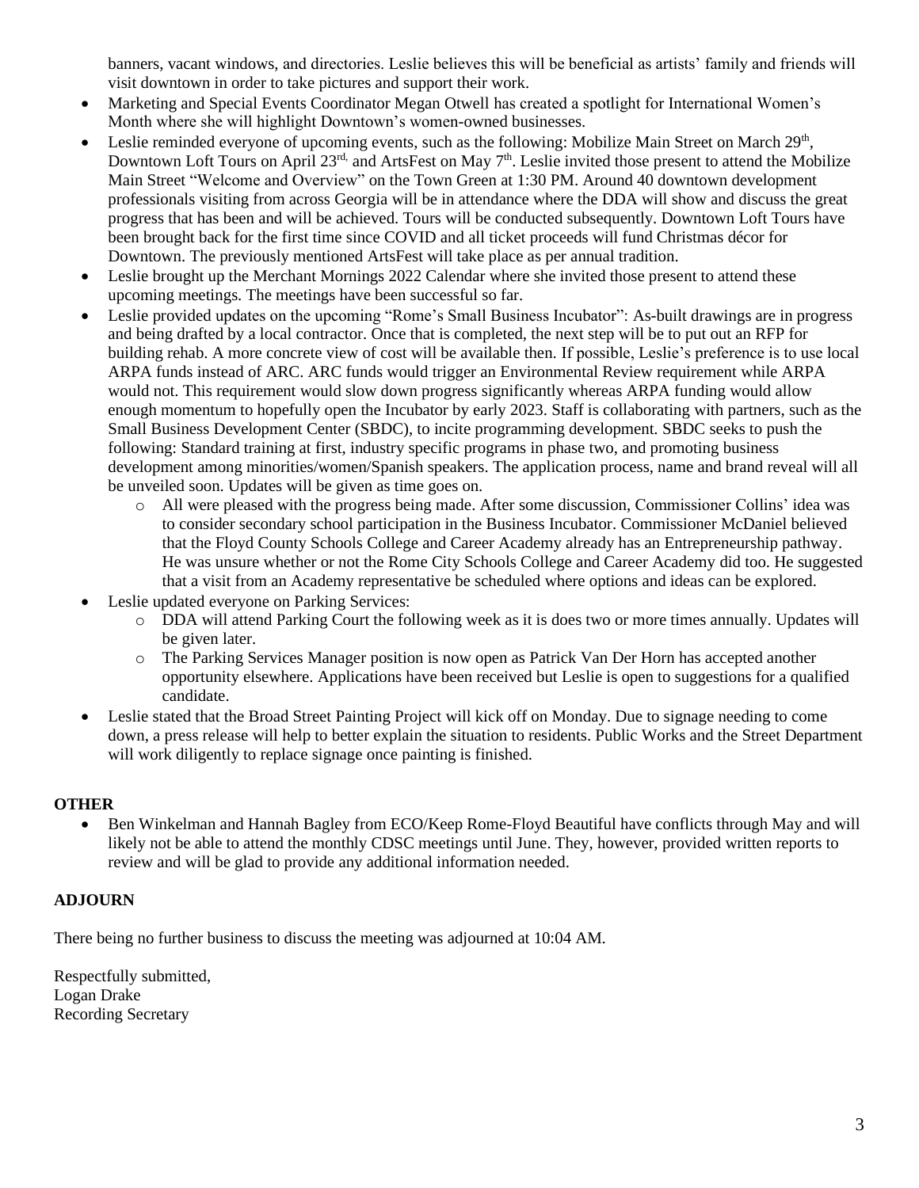banners, vacant windows, and directories. Leslie believes this will be beneficial as artists' family and friends will visit downtown in order to take pictures and support their work.

- Marketing and Special Events Coordinator Megan Otwell has created a spotlight for International Women's Month where she will highlight Downtown's women-owned businesses.
- Leslie reminded everyone of upcoming events, such as the following: Mobilize Main Street on March 29th, Downtown Loft Tours on April 23rd, and ArtsFest on May 7th. Leslie invited those present to attend the Mobilize Main Street "Welcome and Overview" on the Town Green at 1:30 PM. Around 40 downtown development professionals visiting from across Georgia will be in attendance where the DDA will show and discuss the great progress that has been and will be achieved. Tours will be conducted subsequently. Downtown Loft Tours have been brought back for the first time since COVID and all ticket proceeds will fund Christmas décor for Downtown. The previously mentioned ArtsFest will take place as per annual tradition.
- Leslie brought up the Merchant Mornings 2022 Calendar where she invited those present to attend these upcoming meetings. The meetings have been successful so far.
- Leslie provided updates on the upcoming "Rome's Small Business Incubator": As-built drawings are in progress and being drafted by a local contractor. Once that is completed, the next step will be to put out an RFP for building rehab. A more concrete view of cost will be available then. If possible, Leslie's preference is to use local ARPA funds instead of ARC. ARC funds would trigger an Environmental Review requirement while ARPA would not. This requirement would slow down progress significantly whereas ARPA funding would allow enough momentum to hopefully open the Incubator by early 2023. Staff is collaborating with partners, such as the Small Business Development Center (SBDC), to incite programming development. SBDC seeks to push the following: Standard training at first, industry specific programs in phase two, and promoting business development among minorities/women/Spanish speakers. The application process, name and brand reveal will all be unveiled soon. Updates will be given as time goes on.
  - All were pleased with the progress being made. After some discussion, Commissioner Collins' idea was to consider secondary school participation in the Business Incubator. Commissioner McDaniel believed that the Floyd County Schools College and Career Academy already has an Entrepreneurship pathway. He was unsure whether or not the Rome City Schools College and Career Academy did too. He suggested that a visit from an Academy representative be scheduled where options and ideas can be explored.
- Leslie updated everyone on Parking Services:
  - DDA will attend Parking Court the following week as it is does two or more times annually. Updates will be given later.
  - The Parking Services Manager position is now open as Patrick Van Der Horn has accepted another opportunity elsewhere. Applications have been received but Leslie is open to suggestions for a qualified candidate.
- Leslie stated that the Broad Street Painting Project will kick off on Monday. Due to signage needing to come down, a press release will help to better explain the situation to residents. Public Works and the Street Department will work diligently to replace signage once painting is finished.

**OTHER**

- Ben Winkelman and Hannah Bagley from ECO/Keep Rome-Floyd Beautiful have conflicts through May and will likely not be able to attend the monthly CDSC meetings until June. They, however, provided written reports to review and will be glad to provide any additional information needed.

**ADJOURN**

There being no further business to discuss the meeting was adjourned at 10:04 AM.

Respectfully submitted,
Logan Drake
Recording Secretary